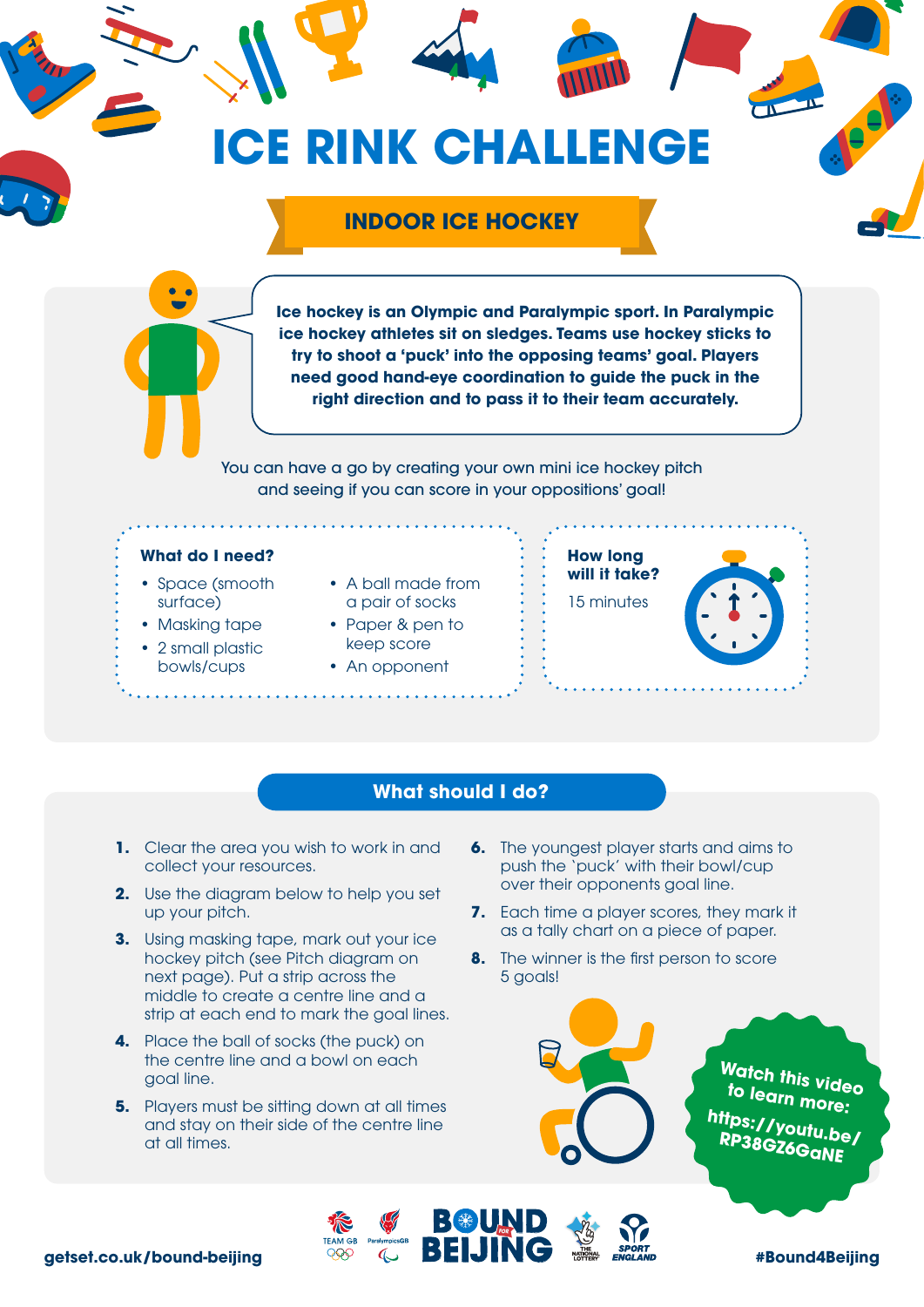# ICE RINK CHALLENGE

## INDOOR ICE HOCKEY

**Ice hockey is an Olympic and Paralympic sport. In Paralympic ice hockey athletes sit on sledges. Teams use hockey sticks to try to shoot a 'puck' into the opposing teams' goal. Players need good hand-eye coordination to guide the puck in the right direction and to pass it to their team accurately.**

You can have a go by creating your own mini ice hockey pitch and seeing if you can score in your oppositions' goal!

**What do I need?**

- Space (smooth surface)
- Masking tape
- 2 small plastic bowls/cups
- A ball made from a pair of socks
- Paper & pen to keep score
- An opponent

**How long will it take?**

15 minutes

## What should I do?

1. Clear the area you wish to work in and collect your resources.
2. Use the diagram below to help you set up your pitch.
3. Using masking tape, mark out your ice hockey pitch (see Pitch diagram on next page). Put a strip across the middle to create a centre line and a strip at each end to mark the goal lines.
4. Place the ball of socks (the puck) on the centre line and a bowl on each goal line.
5. Players must be sitting down at all times and stay on their side of the centre line at all times.
6. The youngest player starts and aims to push the 'puck' with their bowl/cup over their opponents goal line.
7. Each time a player scores, they mark it as a tally chart on a piece of paper.
8. The winner is the first person to score 5 goals!

**Watch this video to learn more: https://youtu.be/RP38GZ6GaNE**

getset.co.uk/bound-beijing

#Bound4Beijing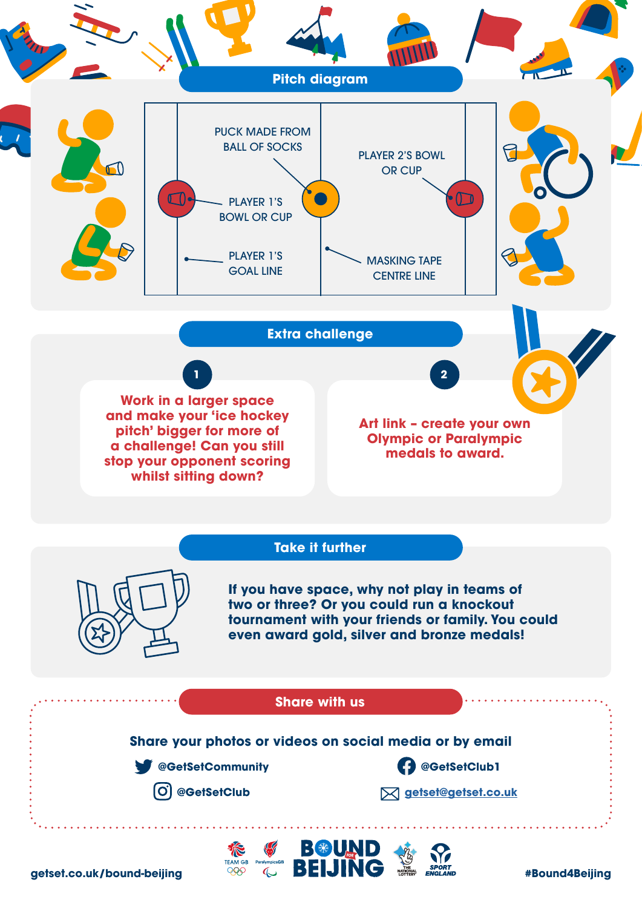## Pitch diagram

PUCK MADE FROM BALL OF SOCKS

PLAYER 2'S BOWL OR CUP

PLAYER 1'S BOWL OR CUP

PLAYER 1'S GOAL LINE

MASKING TAPE CENTRE LINE

## Extra challenge

**1**

**Work in a larger space and make your 'ice hockey pitch' bigger for more of a challenge! Can you still stop your opponent scoring whilst sitting down?**

**2**

**Art link – create your own Olympic or Paralympic medals to award.**

## Take it further

**If you have space, why not play in teams of two or three? Or you could run a knockout tournament with your friends or family. You could even award gold, silver and bronze medals!**

## Share with us

**Share your photos or videos on social media or by email**

@GetSetCommunity

@GetSetClub1

@GetSetClub

getset@getset.co.uk

getset.co.uk/bound-beijing

#Bound4Beijing